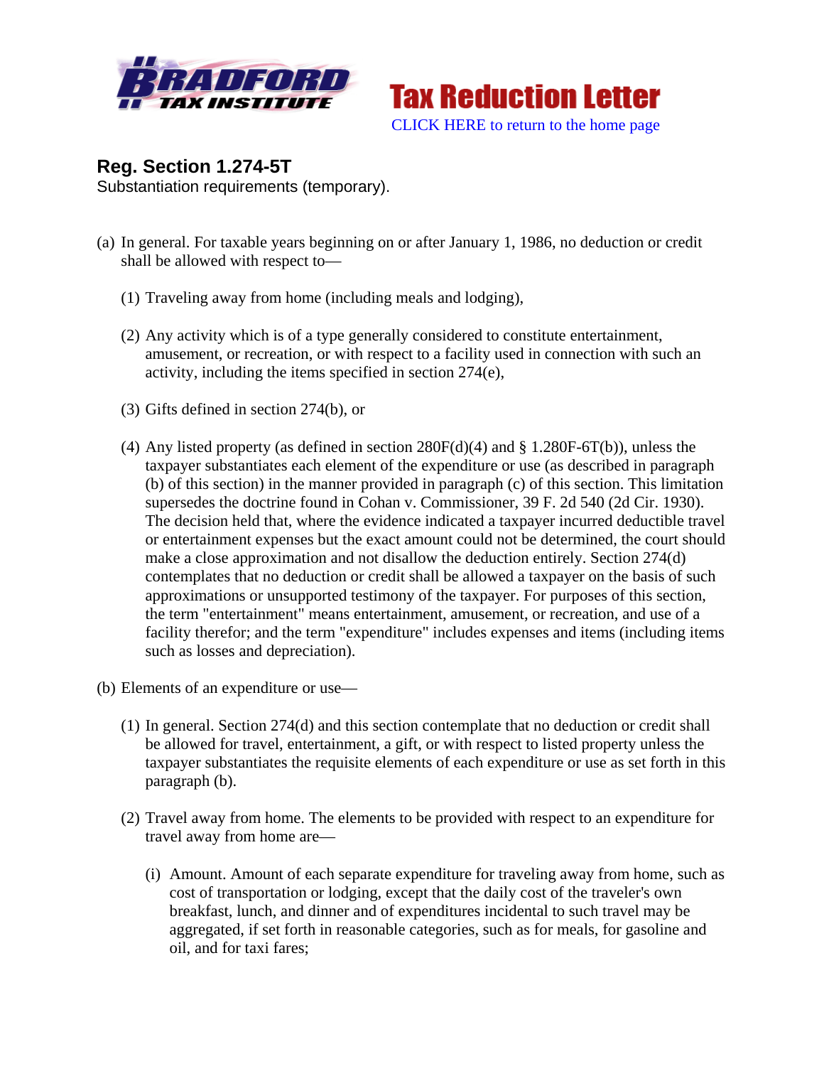Bradford Tax Institute — Tax Reduction Letter

CLICK HERE to return to the home page

## Reg. Section 1.274-5T

Substantiation requirements (temporary).

(a) In general. For taxable years beginning on or after January 1, 1986, no deduction or credit shall be allowed with respect to—

(1) Traveling away from home (including meals and lodging),

(2) Any activity which is of a type generally considered to constitute entertainment, amusement, or recreation, or with respect to a facility used in connection with such an activity, including the items specified in section 274(e),

(3) Gifts defined in section 274(b), or

(4) Any listed property (as defined in section 280F(d)(4) and § 1.280F-6T(b)), unless the taxpayer substantiates each element of the expenditure or use (as described in paragraph (b) of this section) in the manner provided in paragraph (c) of this section. This limitation supersedes the doctrine found in Cohan v. Commissioner, 39 F. 2d 540 (2d Cir. 1930). The decision held that, where the evidence indicated a taxpayer incurred deductible travel or entertainment expenses but the exact amount could not be determined, the court should make a close approximation and not disallow the deduction entirely. Section 274(d) contemplates that no deduction or credit shall be allowed a taxpayer on the basis of such approximations or unsupported testimony of the taxpayer. For purposes of this section, the term "entertainment" means entertainment, amusement, or recreation, and use of a facility therefor; and the term "expenditure" includes expenses and items (including items such as losses and depreciation).

(b) Elements of an expenditure or use—

(1) In general. Section 274(d) and this section contemplate that no deduction or credit shall be allowed for travel, entertainment, a gift, or with respect to listed property unless the taxpayer substantiates the requisite elements of each expenditure or use as set forth in this paragraph (b).

(2) Travel away from home. The elements to be provided with respect to an expenditure for travel away from home are—

(i) Amount. Amount of each separate expenditure for traveling away from home, such as cost of transportation or lodging, except that the daily cost of the traveler's own breakfast, lunch, and dinner and of expenditures incidental to such travel may be aggregated, if set forth in reasonable categories, such as for meals, for gasoline and oil, and for taxi fares;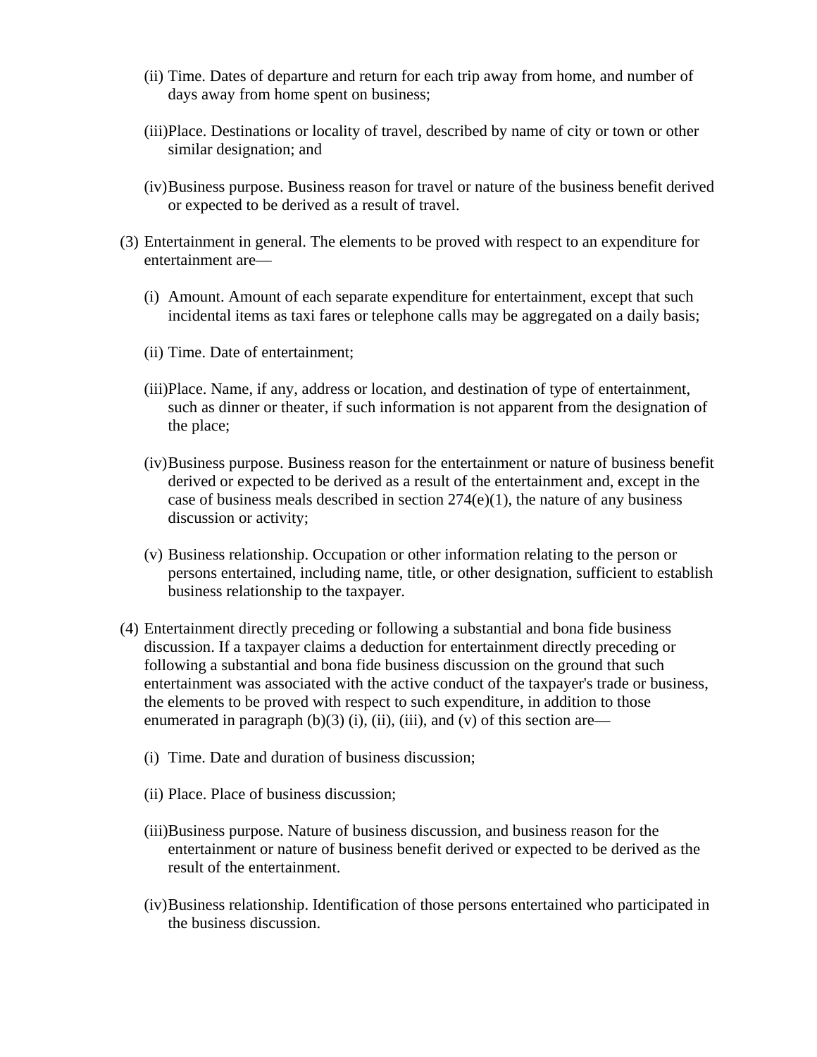(ii) Time. Dates of departure and return for each trip away from home, and number of days away from home spent on business;

(iii) Place. Destinations or locality of travel, described by name of city or town or other similar designation; and

(iv) Business purpose. Business reason for travel or nature of the business benefit derived or expected to be derived as a result of travel.

(3) Entertainment in general. The elements to be proved with respect to an expenditure for entertainment are—

(i) Amount. Amount of each separate expenditure for entertainment, except that such incidental items as taxi fares or telephone calls may be aggregated on a daily basis;

(ii) Time. Date of entertainment;

(iii) Place. Name, if any, address or location, and destination of type of entertainment, such as dinner or theater, if such information is not apparent from the designation of the place;

(iv) Business purpose. Business reason for the entertainment or nature of business benefit derived or expected to be derived as a result of the entertainment and, except in the case of business meals described in section 274(e)(1), the nature of any business discussion or activity;

(v) Business relationship. Occupation or other information relating to the person or persons entertained, including name, title, or other designation, sufficient to establish business relationship to the taxpayer.

(4) Entertainment directly preceding or following a substantial and bona fide business discussion. If a taxpayer claims a deduction for entertainment directly preceding or following a substantial and bona fide business discussion on the ground that such entertainment was associated with the active conduct of the taxpayer's trade or business, the elements to be proved with respect to such expenditure, in addition to those enumerated in paragraph (b)(3) (i), (ii), (iii), and (v) of this section are—

(i) Time. Date and duration of business discussion;

(ii) Place. Place of business discussion;

(iii) Business purpose. Nature of business discussion, and business reason for the entertainment or nature of business benefit derived or expected to be derived as the result of the entertainment.

(iv) Business relationship. Identification of those persons entertained who participated in the business discussion.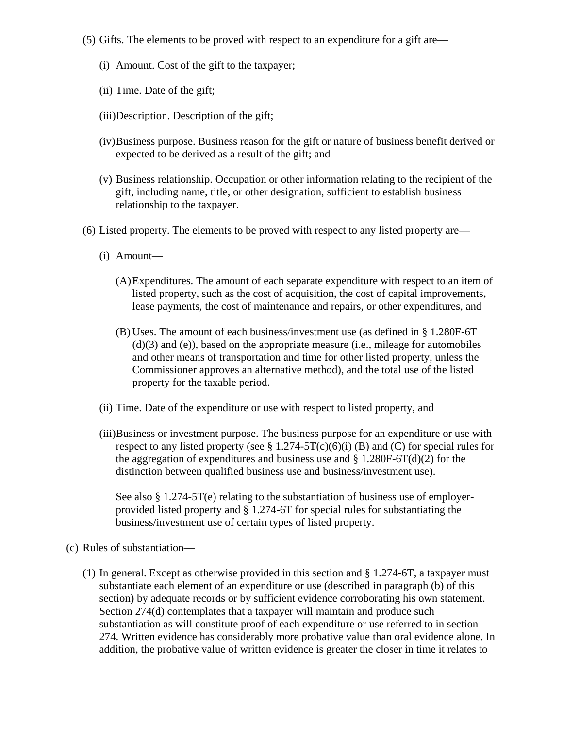(5) Gifts. The elements to be proved with respect to an expenditure for a gift are—

(i) Amount. Cost of the gift to the taxpayer;

(ii) Time. Date of the gift;

(iii) Description. Description of the gift;

(iv) Business purpose. Business reason for the gift or nature of business benefit derived or expected to be derived as a result of the gift; and

(v) Business relationship. Occupation or other information relating to the recipient of the gift, including name, title, or other designation, sufficient to establish business relationship to the taxpayer.

(6) Listed property. The elements to be proved with respect to any listed property are—

(i) Amount—

(A) Expenditures. The amount of each separate expenditure with respect to an item of listed property, such as the cost of acquisition, the cost of capital improvements, lease payments, the cost of maintenance and repairs, or other expenditures, and

(B) Uses. The amount of each business/investment use (as defined in § 1.280F-6T (d)(3) and (e)), based on the appropriate measure (i.e., mileage for automobiles and other means of transportation and time for other listed property, unless the Commissioner approves an alternative method), and the total use of the listed property for the taxable period.

(ii) Time. Date of the expenditure or use with respect to listed property, and

(iii) Business or investment purpose. The business purpose for an expenditure or use with respect to any listed property (see § 1.274-5T(c)(6)(i) (B) and (C) for special rules for the aggregation of expenditures and business use and § 1.280F-6T(d)(2) for the distinction between qualified business use and business/investment use).

See also § 1.274-5T(e) relating to the substantiation of business use of employer-provided listed property and § 1.274-6T for special rules for substantiating the business/investment use of certain types of listed property.

(c) Rules of substantiation—

(1) In general. Except as otherwise provided in this section and § 1.274-6T, a taxpayer must substantiate each element of an expenditure or use (described in paragraph (b) of this section) by adequate records or by sufficient evidence corroborating his own statement. Section 274(d) contemplates that a taxpayer will maintain and produce such substantiation as will constitute proof of each expenditure or use referred to in section 274. Written evidence has considerably more probative value than oral evidence alone. In addition, the probative value of written evidence is greater the closer in time it relates to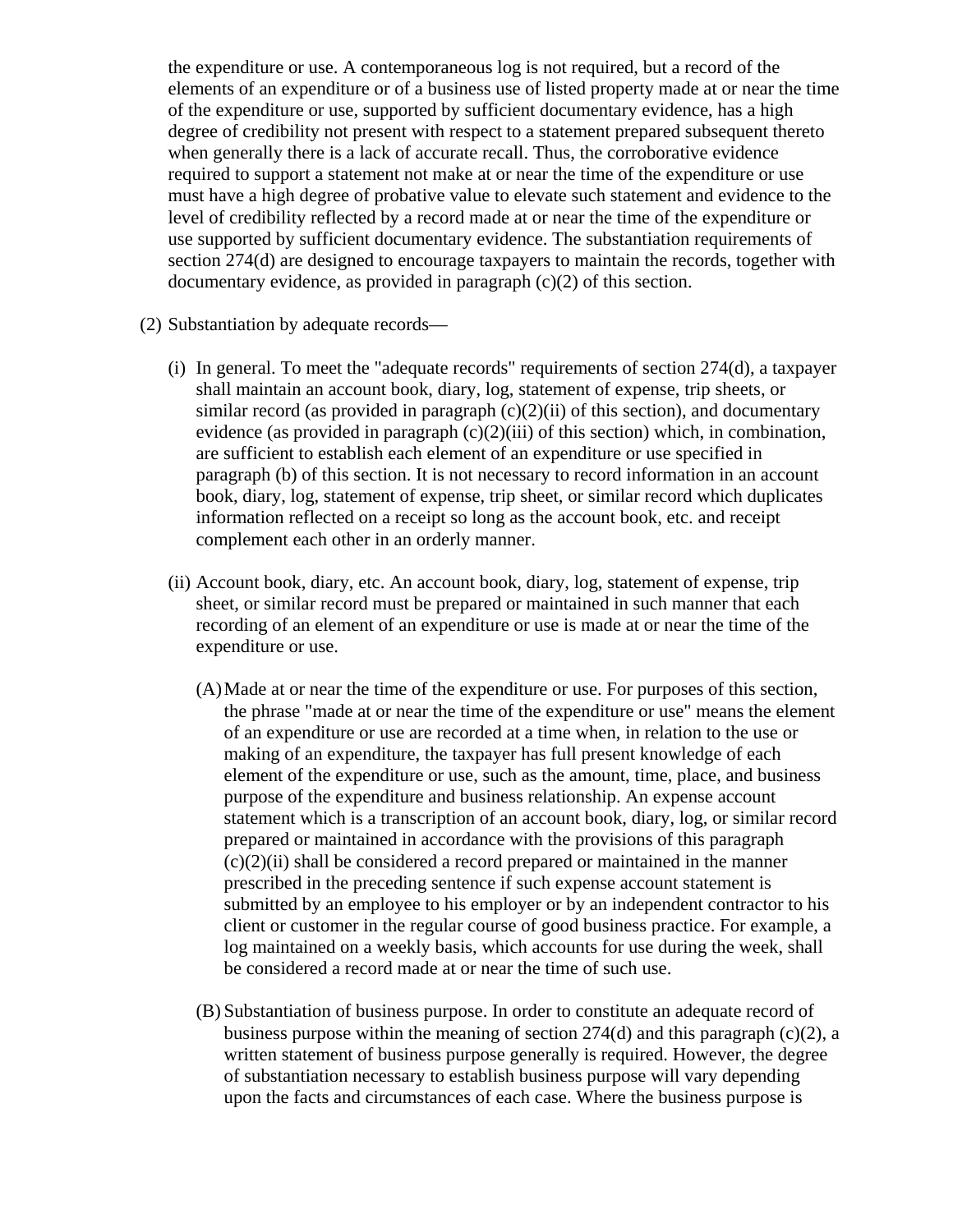the expenditure or use. A contemporaneous log is not required, but a record of the elements of an expenditure or of a business use of listed property made at or near the time of the expenditure or use, supported by sufficient documentary evidence, has a high degree of credibility not present with respect to a statement prepared subsequent thereto when generally there is a lack of accurate recall. Thus, the corroborative evidence required to support a statement not make at or near the time of the expenditure or use must have a high degree of probative value to elevate such statement and evidence to the level of credibility reflected by a record made at or near the time of the expenditure or use supported by sufficient documentary evidence. The substantiation requirements of section 274(d) are designed to encourage taxpayers to maintain the records, together with documentary evidence, as provided in paragraph (c)(2) of this section.

(2) Substantiation by adequate records—

(i) In general. To meet the "adequate records" requirements of section 274(d), a taxpayer shall maintain an account book, diary, log, statement of expense, trip sheets, or similar record (as provided in paragraph (c)(2)(ii) of this section), and documentary evidence (as provided in paragraph (c)(2)(iii) of this section) which, in combination, are sufficient to establish each element of an expenditure or use specified in paragraph (b) of this section. It is not necessary to record information in an account book, diary, log, statement of expense, trip sheet, or similar record which duplicates information reflected on a receipt so long as the account book, etc. and receipt complement each other in an orderly manner.

(ii) Account book, diary, etc. An account book, diary, log, statement of expense, trip sheet, or similar record must be prepared or maintained in such manner that each recording of an element of an expenditure or use is made at or near the time of the expenditure or use.

(A) Made at or near the time of the expenditure or use. For purposes of this section, the phrase "made at or near the time of the expenditure or use" means the element of an expenditure or use are recorded at a time when, in relation to the use or making of an expenditure, the taxpayer has full present knowledge of each element of the expenditure or use, such as the amount, time, place, and business purpose of the expenditure and business relationship. An expense account statement which is a transcription of an account book, diary, log, or similar record prepared or maintained in accordance with the provisions of this paragraph (c)(2)(ii) shall be considered a record prepared or maintained in the manner prescribed in the preceding sentence if such expense account statement is submitted by an employee to his employer or by an independent contractor to his client or customer in the regular course of good business practice. For example, a log maintained on a weekly basis, which accounts for use during the week, shall be considered a record made at or near the time of such use.

(B) Substantiation of business purpose. In order to constitute an adequate record of business purpose within the meaning of section 274(d) and this paragraph (c)(2), a written statement of business purpose generally is required. However, the degree of substantiation necessary to establish business purpose will vary depending upon the facts and circumstances of each case. Where the business purpose is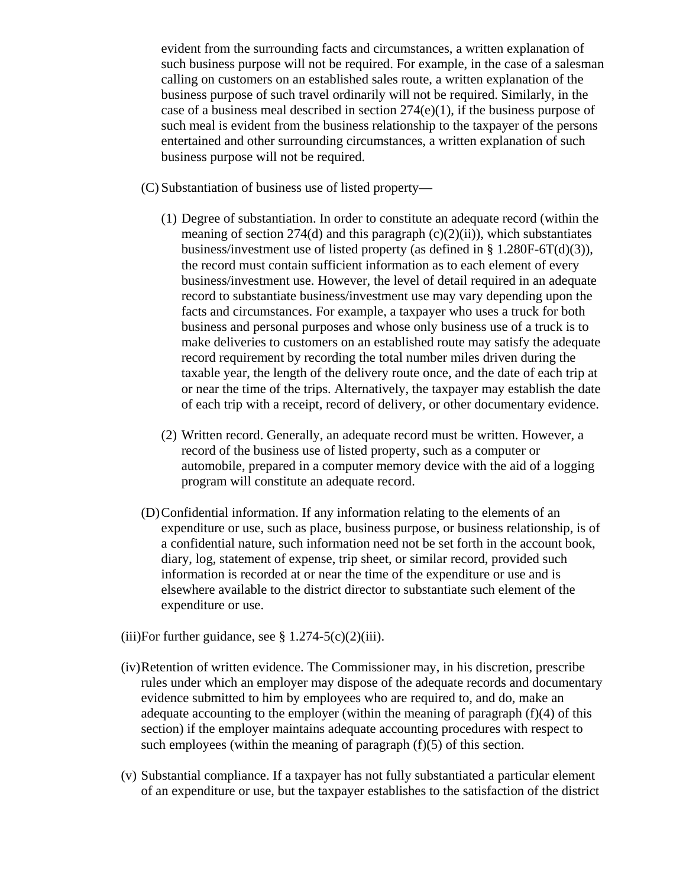evident from the surrounding facts and circumstances, a written explanation of such business purpose will not be required. For example, in the case of a salesman calling on customers on an established sales route, a written explanation of the business purpose of such travel ordinarily will not be required. Similarly, in the case of a business meal described in section 274(e)(1), if the business purpose of such meal is evident from the business relationship to the taxpayer of the persons entertained and other surrounding circumstances, a written explanation of such business purpose will not be required.

(C) Substantiation of business use of listed property—

(1) Degree of substantiation. In order to constitute an adequate record (within the meaning of section 274(d) and this paragraph (c)(2)(ii)), which substantiates business/investment use of listed property (as defined in § 1.280F-6T(d)(3)), the record must contain sufficient information as to each element of every business/investment use. However, the level of detail required in an adequate record to substantiate business/investment use may vary depending upon the facts and circumstances. For example, a taxpayer who uses a truck for both business and personal purposes and whose only business use of a truck is to make deliveries to customers on an established route may satisfy the adequate record requirement by recording the total number miles driven during the taxable year, the length of the delivery route once, and the date of each trip at or near the time of the trips. Alternatively, the taxpayer may establish the date of each trip with a receipt, record of delivery, or other documentary evidence.

(2) Written record. Generally, an adequate record must be written. However, a record of the business use of listed property, such as a computer or automobile, prepared in a computer memory device with the aid of a logging program will constitute an adequate record.

(D) Confidential information. If any information relating to the elements of an expenditure or use, such as place, business purpose, or business relationship, is of a confidential nature, such information need not be set forth in the account book, diary, log, statement of expense, trip sheet, or similar record, provided such information is recorded at or near the time of the expenditure or use and is elsewhere available to the district director to substantiate such element of the expenditure or use.

(iii) For further guidance, see § 1.274-5(c)(2)(iii).

(iv) Retention of written evidence. The Commissioner may, in his discretion, prescribe rules under which an employer may dispose of the adequate records and documentary evidence submitted to him by employees who are required to, and do, make an adequate accounting to the employer (within the meaning of paragraph (f)(4) of this section) if the employer maintains adequate accounting procedures with respect to such employees (within the meaning of paragraph (f)(5) of this section.

(v) Substantial compliance. If a taxpayer has not fully substantiated a particular element of an expenditure or use, but the taxpayer establishes to the satisfaction of the district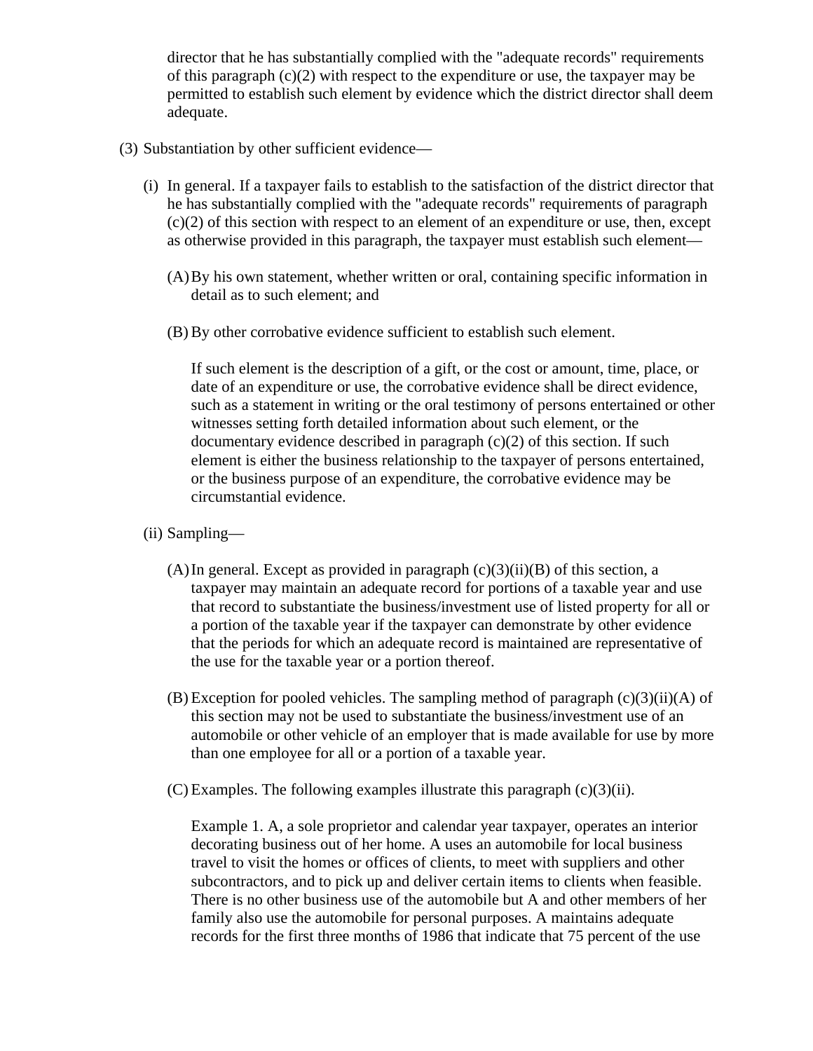director that he has substantially complied with the "adequate records" requirements of this paragraph (c)(2) with respect to the expenditure or use, the taxpayer may be permitted to establish such element by evidence which the district director shall deem adequate.

(3) Substantiation by other sufficient evidence—

(i) In general. If a taxpayer fails to establish to the satisfaction of the district director that he has substantially complied with the "adequate records" requirements of paragraph (c)(2) of this section with respect to an element of an expenditure or use, then, except as otherwise provided in this paragraph, the taxpayer must establish such element—

(A) By his own statement, whether written or oral, containing specific information in detail as to such element; and

(B) By other corrobative evidence sufficient to establish such element.

If such element is the description of a gift, or the cost or amount, time, place, or date of an expenditure or use, the corrobative evidence shall be direct evidence, such as a statement in writing or the oral testimony of persons entertained or other witnesses setting forth detailed information about such element, or the documentary evidence described in paragraph (c)(2) of this section. If such element is either the business relationship to the taxpayer of persons entertained, or the business purpose of an expenditure, the corrobative evidence may be circumstantial evidence.

(ii) Sampling—

(A) In general. Except as provided in paragraph (c)(3)(ii)(B) of this section, a taxpayer may maintain an adequate record for portions of a taxable year and use that record to substantiate the business/investment use of listed property for all or a portion of the taxable year if the taxpayer can demonstrate by other evidence that the periods for which an adequate record is maintained are representative of the use for the taxable year or a portion thereof.

(B) Exception for pooled vehicles. The sampling method of paragraph (c)(3)(ii)(A) of this section may not be used to substantiate the business/investment use of an automobile or other vehicle of an employer that is made available for use by more than one employee for all or a portion of a taxable year.

(C) Examples. The following examples illustrate this paragraph (c)(3)(ii).

Example 1. A, a sole proprietor and calendar year taxpayer, operates an interior decorating business out of her home. A uses an automobile for local business travel to visit the homes or offices of clients, to meet with suppliers and other subcontractors, and to pick up and deliver certain items to clients when feasible. There is no other business use of the automobile but A and other members of her family also use the automobile for personal purposes. A maintains adequate records for the first three months of 1986 that indicate that 75 percent of the use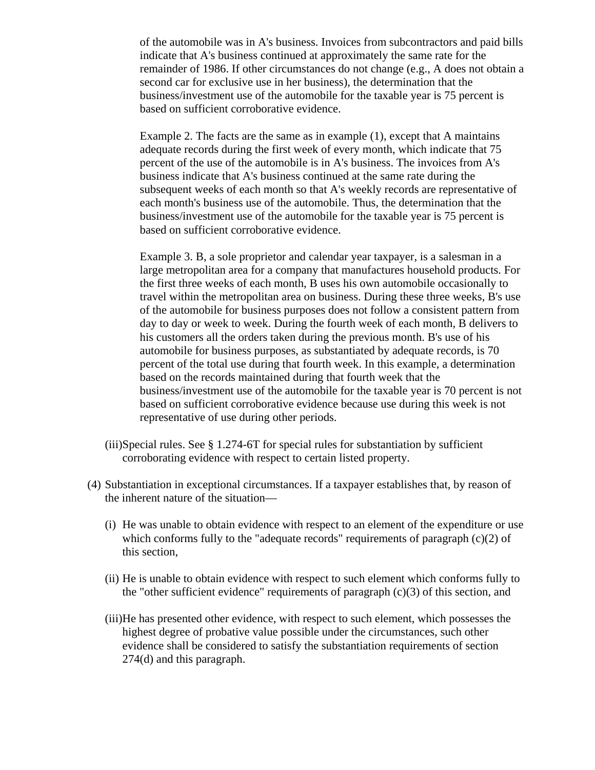of the automobile was in A's business. Invoices from subcontractors and paid bills indicate that A's business continued at approximately the same rate for the remainder of 1986. If other circumstances do not change (e.g., A does not obtain a second car for exclusive use in her business), the determination that the business/investment use of the automobile for the taxable year is 75 percent is based on sufficient corroborative evidence.

Example 2. The facts are the same as in example (1), except that A maintains adequate records during the first week of every month, which indicate that 75 percent of the use of the automobile is in A's business. The invoices from A's business indicate that A's business continued at the same rate during the subsequent weeks of each month so that A's weekly records are representative of each month's business use of the automobile. Thus, the determination that the business/investment use of the automobile for the taxable year is 75 percent is based on sufficient corroborative evidence.

Example 3. B, a sole proprietor and calendar year taxpayer, is a salesman in a large metropolitan area for a company that manufactures household products. For the first three weeks of each month, B uses his own automobile occasionally to travel within the metropolitan area on business. During these three weeks, B's use of the automobile for business purposes does not follow a consistent pattern from day to day or week to week. During the fourth week of each month, B delivers to his customers all the orders taken during the previous month. B's use of his automobile for business purposes, as substantiated by adequate records, is 70 percent of the total use during that fourth week. In this example, a determination based on the records maintained during that fourth week that the business/investment use of the automobile for the taxable year is 70 percent is not based on sufficient corroborative evidence because use during this week is not representative of use during other periods.

(iii) Special rules. See § 1.274-6T for special rules for substantiation by sufficient corroborating evidence with respect to certain listed property.

(4) Substantiation in exceptional circumstances. If a taxpayer establishes that, by reason of the inherent nature of the situation—

(i) He was unable to obtain evidence with respect to an element of the expenditure or use which conforms fully to the "adequate records" requirements of paragraph (c)(2) of this section,

(ii) He is unable to obtain evidence with respect to such element which conforms fully to the "other sufficient evidence" requirements of paragraph (c)(3) of this section, and

(iii) He has presented other evidence, with respect to such element, which possesses the highest degree of probative value possible under the circumstances, such other evidence shall be considered to satisfy the substantiation requirements of section 274(d) and this paragraph.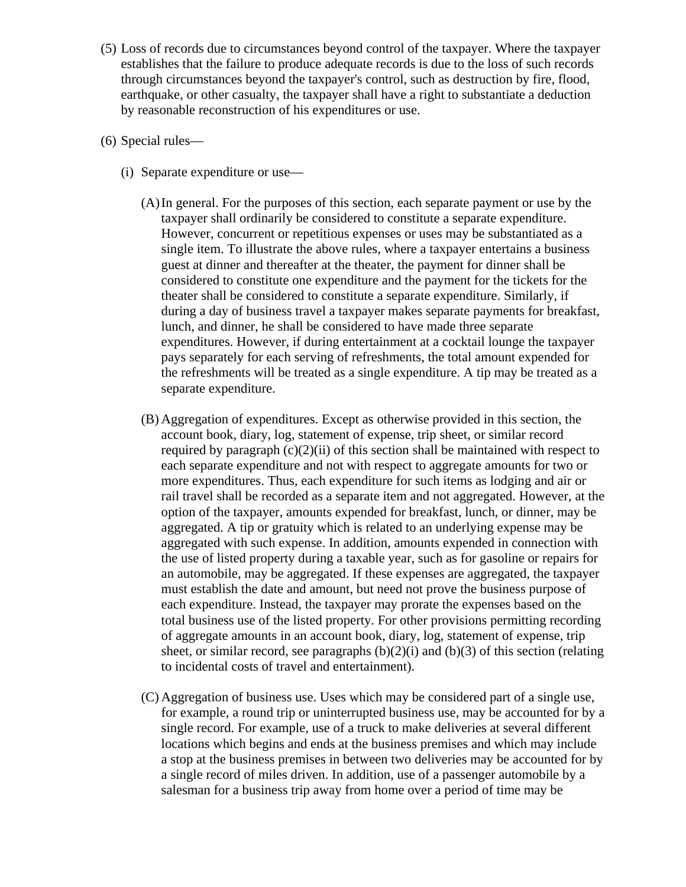(5) Loss of records due to circumstances beyond control of the taxpayer. Where the taxpayer establishes that the failure to produce adequate records is due to the loss of such records through circumstances beyond the taxpayer's control, such as destruction by fire, flood, earthquake, or other casualty, the taxpayer shall have a right to substantiate a deduction by reasonable reconstruction of his expenditures or use.

(6) Special rules—

(i) Separate expenditure or use—

(A) In general. For the purposes of this section, each separate payment or use by the taxpayer shall ordinarily be considered to constitute a separate expenditure. However, concurrent or repetitious expenses or uses may be substantiated as a single item. To illustrate the above rules, where a taxpayer entertains a business guest at dinner and thereafter at the theater, the payment for dinner shall be considered to constitute one expenditure and the payment for the tickets for the theater shall be considered to constitute a separate expenditure. Similarly, if during a day of business travel a taxpayer makes separate payments for breakfast, lunch, and dinner, he shall be considered to have made three separate expenditures. However, if during entertainment at a cocktail lounge the taxpayer pays separately for each serving of refreshments, the total amount expended for the refreshments will be treated as a single expenditure. A tip may be treated as a separate expenditure.

(B) Aggregation of expenditures. Except as otherwise provided in this section, the account book, diary, log, statement of expense, trip sheet, or similar record required by paragraph (c)(2)(ii) of this section shall be maintained with respect to each separate expenditure and not with respect to aggregate amounts for two or more expenditures. Thus, each expenditure for such items as lodging and air or rail travel shall be recorded as a separate item and not aggregated. However, at the option of the taxpayer, amounts expended for breakfast, lunch, or dinner, may be aggregated. A tip or gratuity which is related to an underlying expense may be aggregated with such expense. In addition, amounts expended in connection with the use of listed property during a taxable year, such as for gasoline or repairs for an automobile, may be aggregated. If these expenses are aggregated, the taxpayer must establish the date and amount, but need not prove the business purpose of each expenditure. Instead, the taxpayer may prorate the expenses based on the total business use of the listed property. For other provisions permitting recording of aggregate amounts in an account book, diary, log, statement of expense, trip sheet, or similar record, see paragraphs (b)(2)(i) and (b)(3) of this section (relating to incidental costs of travel and entertainment).

(C) Aggregation of business use. Uses which may be considered part of a single use, for example, a round trip or uninterrupted business use, may be accounted for by a single record. For example, use of a truck to make deliveries at several different locations which begins and ends at the business premises and which may include a stop at the business premises in between two deliveries may be accounted for by a single record of miles driven. In addition, use of a passenger automobile by a salesman for a business trip away from home over a period of time may be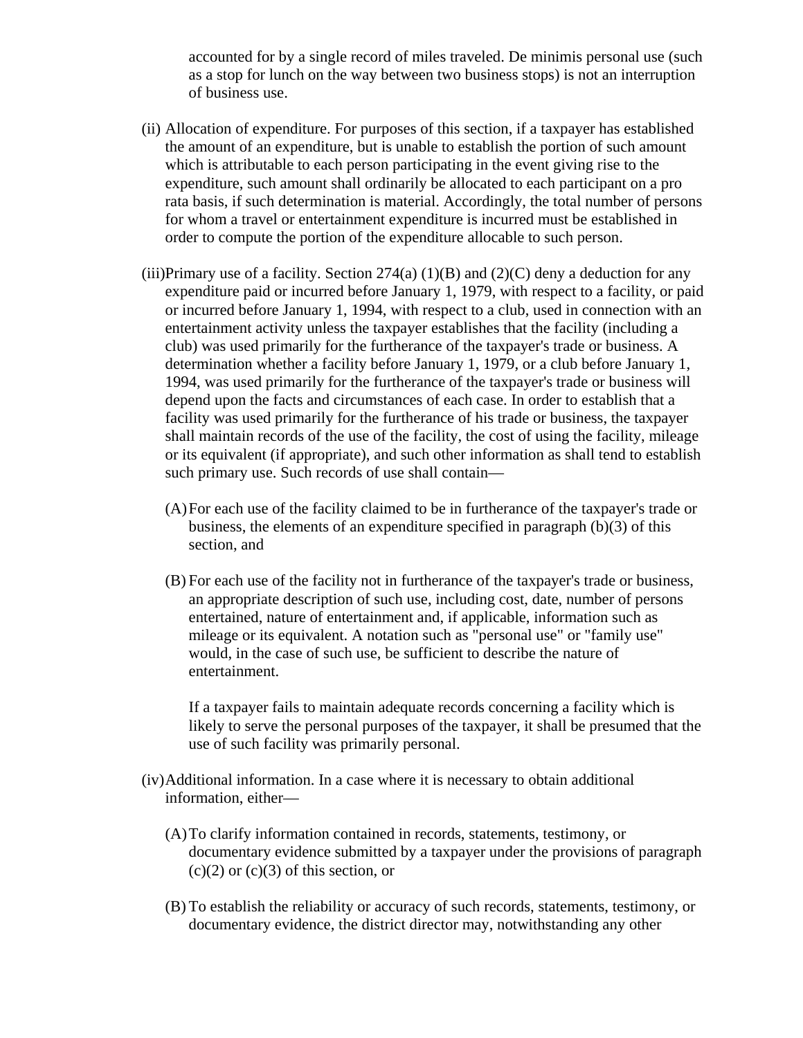accounted for by a single record of miles traveled. De minimis personal use (such as a stop for lunch on the way between two business stops) is not an interruption of business use.

(ii) Allocation of expenditure. For purposes of this section, if a taxpayer has established the amount of an expenditure, but is unable to establish the portion of such amount which is attributable to each person participating in the event giving rise to the expenditure, such amount shall ordinarily be allocated to each participant on a pro rata basis, if such determination is material. Accordingly, the total number of persons for whom a travel or entertainment expenditure is incurred must be established in order to compute the portion of the expenditure allocable to such person.

(iii) Primary use of a facility. Section 274(a) (1)(B) and (2)(C) deny a deduction for any expenditure paid or incurred before January 1, 1979, with respect to a facility, or paid or incurred before January 1, 1994, with respect to a club, used in connection with an entertainment activity unless the taxpayer establishes that the facility (including a club) was used primarily for the furtherance of the taxpayer's trade or business. A determination whether a facility before January 1, 1979, or a club before January 1, 1994, was used primarily for the furtherance of the taxpayer's trade or business will depend upon the facts and circumstances of each case. In order to establish that a facility was used primarily for the furtherance of his trade or business, the taxpayer shall maintain records of the use of the facility, the cost of using the facility, mileage or its equivalent (if appropriate), and such other information as shall tend to establish such primary use. Such records of use shall contain—

(A) For each use of the facility claimed to be in furtherance of the taxpayer's trade or business, the elements of an expenditure specified in paragraph (b)(3) of this section, and

(B) For each use of the facility not in furtherance of the taxpayer's trade or business, an appropriate description of such use, including cost, date, number of persons entertained, nature of entertainment and, if applicable, information such as mileage or its equivalent. A notation such as "personal use" or "family use" would, in the case of such use, be sufficient to describe the nature of entertainment.

If a taxpayer fails to maintain adequate records concerning a facility which is likely to serve the personal purposes of the taxpayer, it shall be presumed that the use of such facility was primarily personal.

(iv) Additional information. In a case where it is necessary to obtain additional information, either—

(A) To clarify information contained in records, statements, testimony, or documentary evidence submitted by a taxpayer under the provisions of paragraph (c)(2) or (c)(3) of this section, or

(B) To establish the reliability or accuracy of such records, statements, testimony, or documentary evidence, the district director may, notwithstanding any other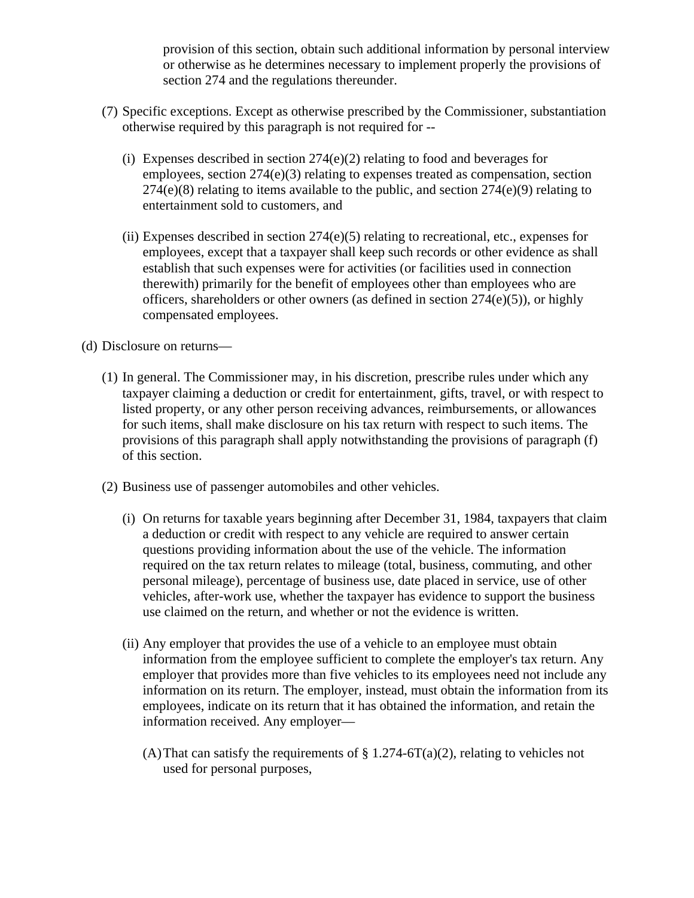provision of this section, obtain such additional information by personal interview or otherwise as he determines necessary to implement properly the provisions of section 274 and the regulations thereunder.

(7) Specific exceptions. Except as otherwise prescribed by the Commissioner, substantiation otherwise required by this paragraph is not required for --

(i) Expenses described in section 274(e)(2) relating to food and beverages for employees, section 274(e)(3) relating to expenses treated as compensation, section 274(e)(8) relating to items available to the public, and section 274(e)(9) relating to entertainment sold to customers, and

(ii) Expenses described in section 274(e)(5) relating to recreational, etc., expenses for employees, except that a taxpayer shall keep such records or other evidence as shall establish that such expenses were for activities (or facilities used in connection therewith) primarily for the benefit of employees other than employees who are officers, shareholders or other owners (as defined in section 274(e)(5)), or highly compensated employees.

(d) Disclosure on returns—

(1) In general. The Commissioner may, in his discretion, prescribe rules under which any taxpayer claiming a deduction or credit for entertainment, gifts, travel, or with respect to listed property, or any other person receiving advances, reimbursements, or allowances for such items, shall make disclosure on his tax return with respect to such items. The provisions of this paragraph shall apply notwithstanding the provisions of paragraph (f) of this section.

(2) Business use of passenger automobiles and other vehicles.

(i) On returns for taxable years beginning after December 31, 1984, taxpayers that claim a deduction or credit with respect to any vehicle are required to answer certain questions providing information about the use of the vehicle. The information required on the tax return relates to mileage (total, business, commuting, and other personal mileage), percentage of business use, date placed in service, use of other vehicles, after-work use, whether the taxpayer has evidence to support the business use claimed on the return, and whether or not the evidence is written.

(ii) Any employer that provides the use of a vehicle to an employee must obtain information from the employee sufficient to complete the employer's tax return. Any employer that provides more than five vehicles to its employees need not include any information on its return. The employer, instead, must obtain the information from its employees, indicate on its return that it has obtained the information, and retain the information received. Any employer—

(A) That can satisfy the requirements of § 1.274-6T(a)(2), relating to vehicles not used for personal purposes,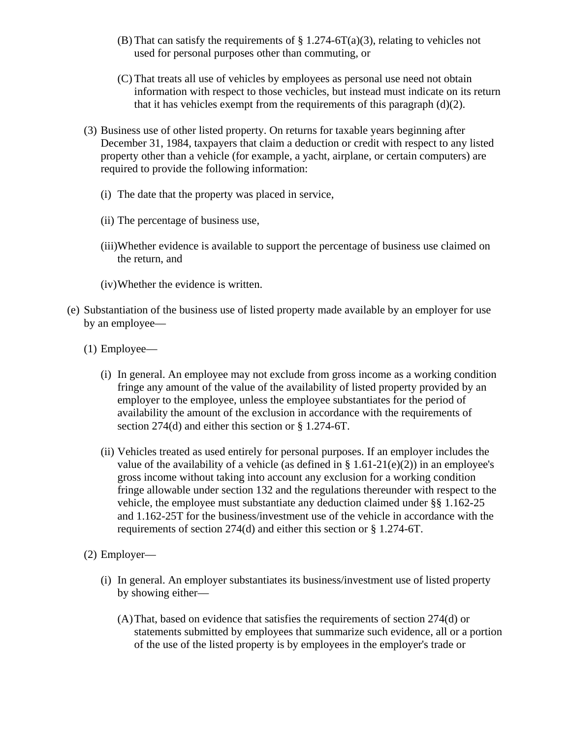(B) That can satisfy the requirements of § 1.274-6T(a)(3), relating to vehicles not used for personal purposes other than commuting, or

(C) That treats all use of vehicles by employees as personal use need not obtain information with respect to those vechicles, but instead must indicate on its return that it has vehicles exempt from the requirements of this paragraph (d)(2).

(3) Business use of other listed property. On returns for taxable years beginning after December 31, 1984, taxpayers that claim a deduction or credit with respect to any listed property other than a vehicle (for example, a yacht, airplane, or certain computers) are required to provide the following information:

(i) The date that the property was placed in service,

(ii) The percentage of business use,

(iii) Whether evidence is available to support the percentage of business use claimed on the return, and

(iv) Whether the evidence is written.

(e) Substantiation of the business use of listed property made available by an employer for use by an employee—

(1) Employee—

(i) In general. An employee may not exclude from gross income as a working condition fringe any amount of the value of the availability of listed property provided by an employer to the employee, unless the employee substantiates for the period of availability the amount of the exclusion in accordance with the requirements of section 274(d) and either this section or § 1.274-6T.

(ii) Vehicles treated as used entirely for personal purposes. If an employer includes the value of the availability of a vehicle (as defined in § 1.61-21(e)(2)) in an employee's gross income without taking into account any exclusion for a working condition fringe allowable under section 132 and the regulations thereunder with respect to the vehicle, the employee must substantiate any deduction claimed under §§ 1.162-25 and 1.162-25T for the business/investment use of the vehicle in accordance with the requirements of section 274(d) and either this section or § 1.274-6T.

(2) Employer—

(i) In general. An employer substantiates its business/investment use of listed property by showing either—

(A) That, based on evidence that satisfies the requirements of section 274(d) or statements submitted by employees that summarize such evidence, all or a portion of the use of the listed property is by employees in the employer's trade or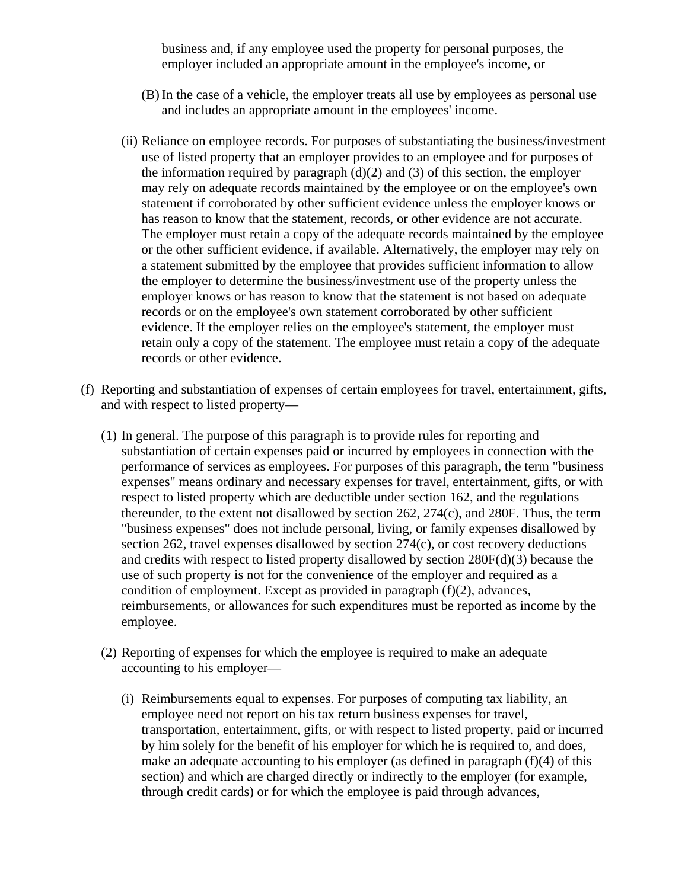business and, if any employee used the property for personal purposes, the employer included an appropriate amount in the employee's income, or

(B) In the case of a vehicle, the employer treats all use by employees as personal use and includes an appropriate amount in the employees' income.

(ii) Reliance on employee records. For purposes of substantiating the business/investment use of listed property that an employer provides to an employee and for purposes of the information required by paragraph (d)(2) and (3) of this section, the employer may rely on adequate records maintained by the employee or on the employee's own statement if corroborated by other sufficient evidence unless the employer knows or has reason to know that the statement, records, or other evidence are not accurate. The employer must retain a copy of the adequate records maintained by the employee or the other sufficient evidence, if available. Alternatively, the employer may rely on a statement submitted by the employee that provides sufficient information to allow the employer to determine the business/investment use of the property unless the employer knows or has reason to know that the statement is not based on adequate records or on the employee's own statement corroborated by other sufficient evidence. If the employer relies on the employee's statement, the employer must retain only a copy of the statement. The employee must retain a copy of the adequate records or other evidence.

(f) Reporting and substantiation of expenses of certain employees for travel, entertainment, gifts, and with respect to listed property—

(1) In general. The purpose of this paragraph is to provide rules for reporting and substantiation of certain expenses paid or incurred by employees in connection with the performance of services as employees. For purposes of this paragraph, the term "business expenses" means ordinary and necessary expenses for travel, entertainment, gifts, or with respect to listed property which are deductible under section 162, and the regulations thereunder, to the extent not disallowed by section 262, 274(c), and 280F. Thus, the term "business expenses" does not include personal, living, or family expenses disallowed by section 262, travel expenses disallowed by section 274(c), or cost recovery deductions and credits with respect to listed property disallowed by section 280F(d)(3) because the use of such property is not for the convenience of the employer and required as a condition of employment. Except as provided in paragraph (f)(2), advances, reimbursements, or allowances for such expenditures must be reported as income by the employee.

(2) Reporting of expenses for which the employee is required to make an adequate accounting to his employer—

(i) Reimbursements equal to expenses. For purposes of computing tax liability, an employee need not report on his tax return business expenses for travel, transportation, entertainment, gifts, or with respect to listed property, paid or incurred by him solely for the benefit of his employer for which he is required to, and does, make an adequate accounting to his employer (as defined in paragraph (f)(4) of this section) and which are charged directly or indirectly to the employer (for example, through credit cards) or for which the employee is paid through advances,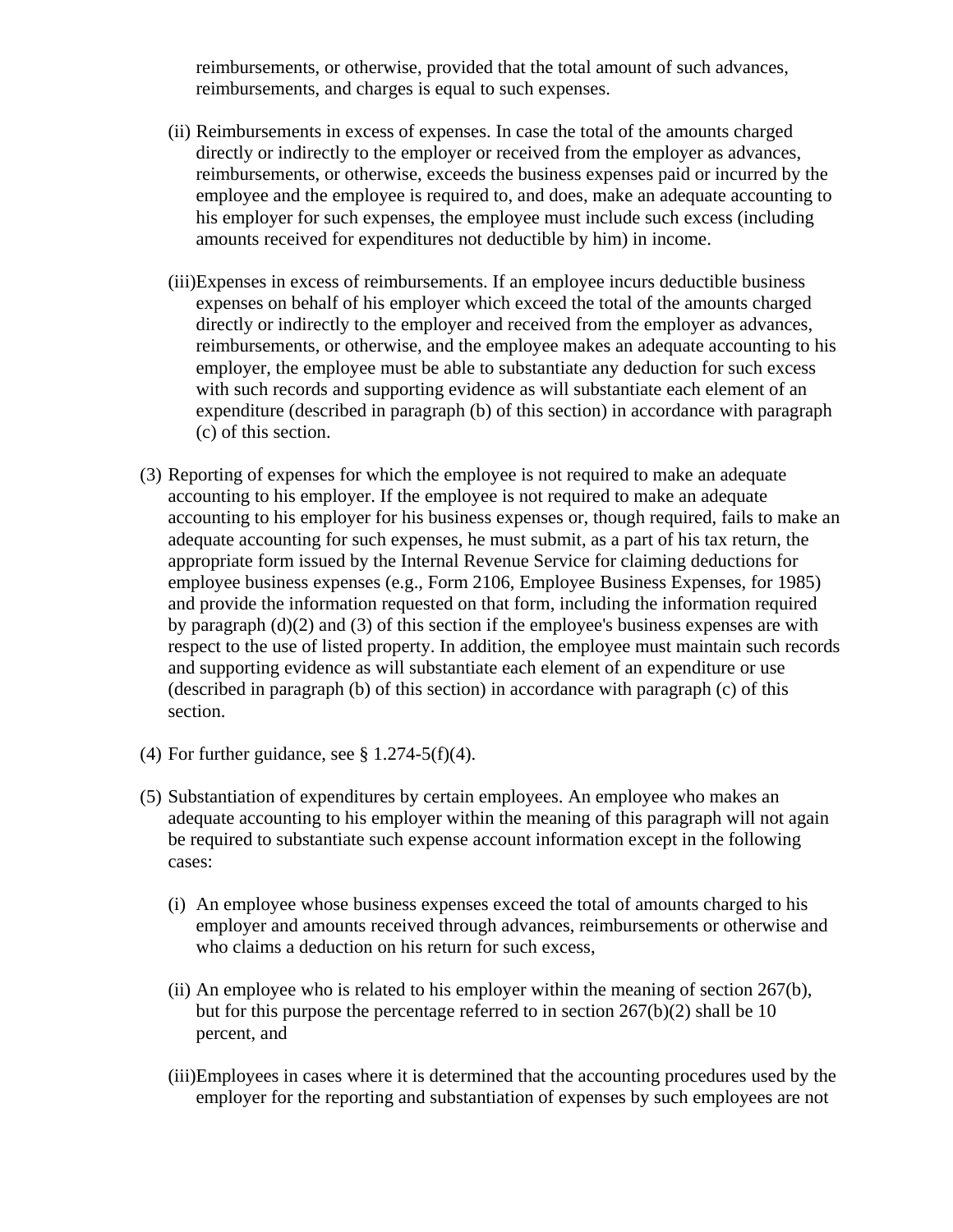reimbursements, or otherwise, provided that the total amount of such advances, reimbursements, and charges is equal to such expenses.

(ii) Reimbursements in excess of expenses. In case the total of the amounts charged directly or indirectly to the employer or received from the employer as advances, reimbursements, or otherwise, exceeds the business expenses paid or incurred by the employee and the employee is required to, and does, make an adequate accounting to his employer for such expenses, the employee must include such excess (including amounts received for expenditures not deductible by him) in income.

(iii) Expenses in excess of reimbursements. If an employee incurs deductible business expenses on behalf of his employer which exceed the total of the amounts charged directly or indirectly to the employer and received from the employer as advances, reimbursements, or otherwise, and the employee makes an adequate accounting to his employer, the employee must be able to substantiate any deduction for such excess with such records and supporting evidence as will substantiate each element of an expenditure (described in paragraph (b) of this section) in accordance with paragraph (c) of this section.

(3) Reporting of expenses for which the employee is not required to make an adequate accounting to his employer. If the employee is not required to make an adequate accounting to his employer for his business expenses or, though required, fails to make an adequate accounting for such expenses, he must submit, as a part of his tax return, the appropriate form issued by the Internal Revenue Service for claiming deductions for employee business expenses (e.g., Form 2106, Employee Business Expenses, for 1985) and provide the information requested on that form, including the information required by paragraph (d)(2) and (3) of this section if the employee's business expenses are with respect to the use of listed property. In addition, the employee must maintain such records and supporting evidence as will substantiate each element of an expenditure or use (described in paragraph (b) of this section) in accordance with paragraph (c) of this section.

(4) For further guidance, see § 1.274-5(f)(4).

(5) Substantiation of expenditures by certain employees. An employee who makes an adequate accounting to his employer within the meaning of this paragraph will not again be required to substantiate such expense account information except in the following cases:

(i) An employee whose business expenses exceed the total of amounts charged to his employer and amounts received through advances, reimbursements or otherwise and who claims a deduction on his return for such excess,

(ii) An employee who is related to his employer within the meaning of section 267(b), but for this purpose the percentage referred to in section 267(b)(2) shall be 10 percent, and

(iii) Employees in cases where it is determined that the accounting procedures used by the employer for the reporting and substantiation of expenses by such employees are not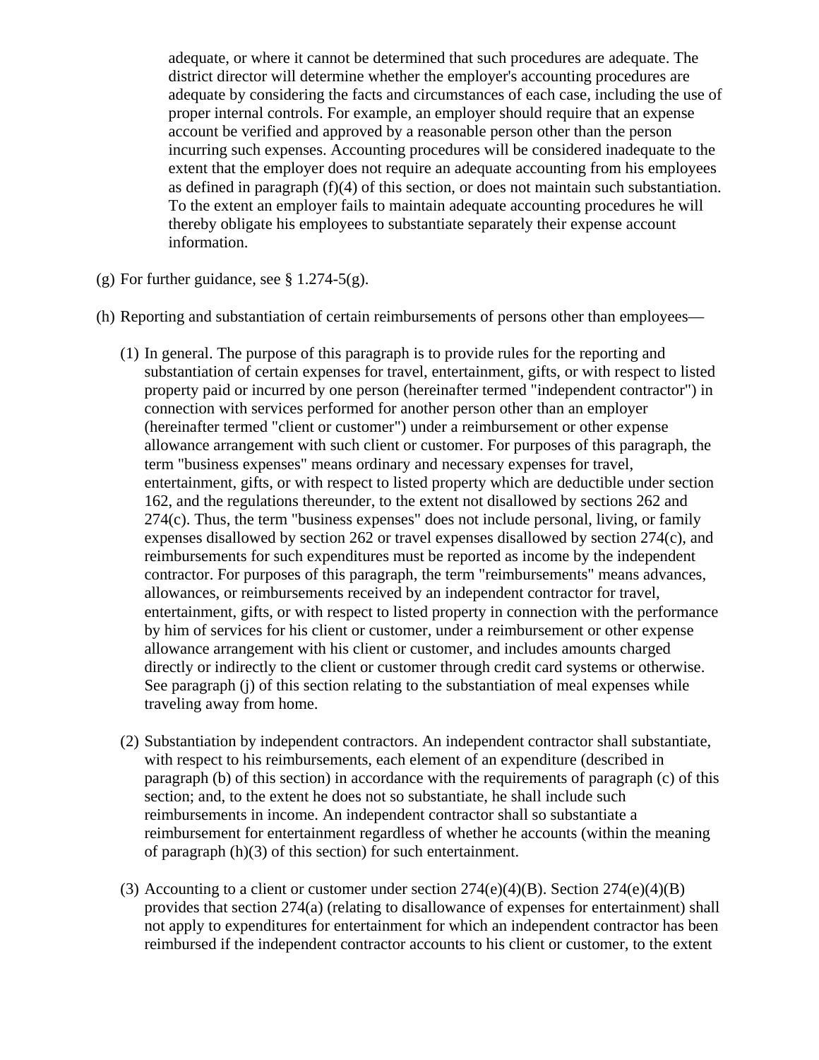adequate, or where it cannot be determined that such procedures are adequate. The district director will determine whether the employer's accounting procedures are adequate by considering the facts and circumstances of each case, including the use of proper internal controls. For example, an employer should require that an expense account be verified and approved by a reasonable person other than the person incurring such expenses. Accounting procedures will be considered inadequate to the extent that the employer does not require an adequate accounting from his employees as defined in paragraph (f)(4) of this section, or does not maintain such substantiation. To the extent an employer fails to maintain adequate accounting procedures he will thereby obligate his employees to substantiate separately their expense account information.

(g) For further guidance, see § 1.274-5(g).

(h) Reporting and substantiation of certain reimbursements of persons other than employees—

(1) In general. The purpose of this paragraph is to provide rules for the reporting and substantiation of certain expenses for travel, entertainment, gifts, or with respect to listed property paid or incurred by one person (hereinafter termed "independent contractor") in connection with services performed for another person other than an employer (hereinafter termed "client or customer") under a reimbursement or other expense allowance arrangement with such client or customer. For purposes of this paragraph, the term "business expenses" means ordinary and necessary expenses for travel, entertainment, gifts, or with respect to listed property which are deductible under section 162, and the regulations thereunder, to the extent not disallowed by sections 262 and 274(c). Thus, the term "business expenses" does not include personal, living, or family expenses disallowed by section 262 or travel expenses disallowed by section 274(c), and reimbursements for such expenditures must be reported as income by the independent contractor. For purposes of this paragraph, the term "reimbursements" means advances, allowances, or reimbursements received by an independent contractor for travel, entertainment, gifts, or with respect to listed property in connection with the performance by him of services for his client or customer, under a reimbursement or other expense allowance arrangement with his client or customer, and includes amounts charged directly or indirectly to the client or customer through credit card systems or otherwise. See paragraph (j) of this section relating to the substantiation of meal expenses while traveling away from home.

(2) Substantiation by independent contractors. An independent contractor shall substantiate, with respect to his reimbursements, each element of an expenditure (described in paragraph (b) of this section) in accordance with the requirements of paragraph (c) of this section; and, to the extent he does not so substantiate, he shall include such reimbursements in income. An independent contractor shall so substantiate a reimbursement for entertainment regardless of whether he accounts (within the meaning of paragraph (h)(3) of this section) for such entertainment.

(3) Accounting to a client or customer under section 274(e)(4)(B). Section 274(e)(4)(B) provides that section 274(a) (relating to disallowance of expenses for entertainment) shall not apply to expenditures for entertainment for which an independent contractor has been reimbursed if the independent contractor accounts to his client or customer, to the extent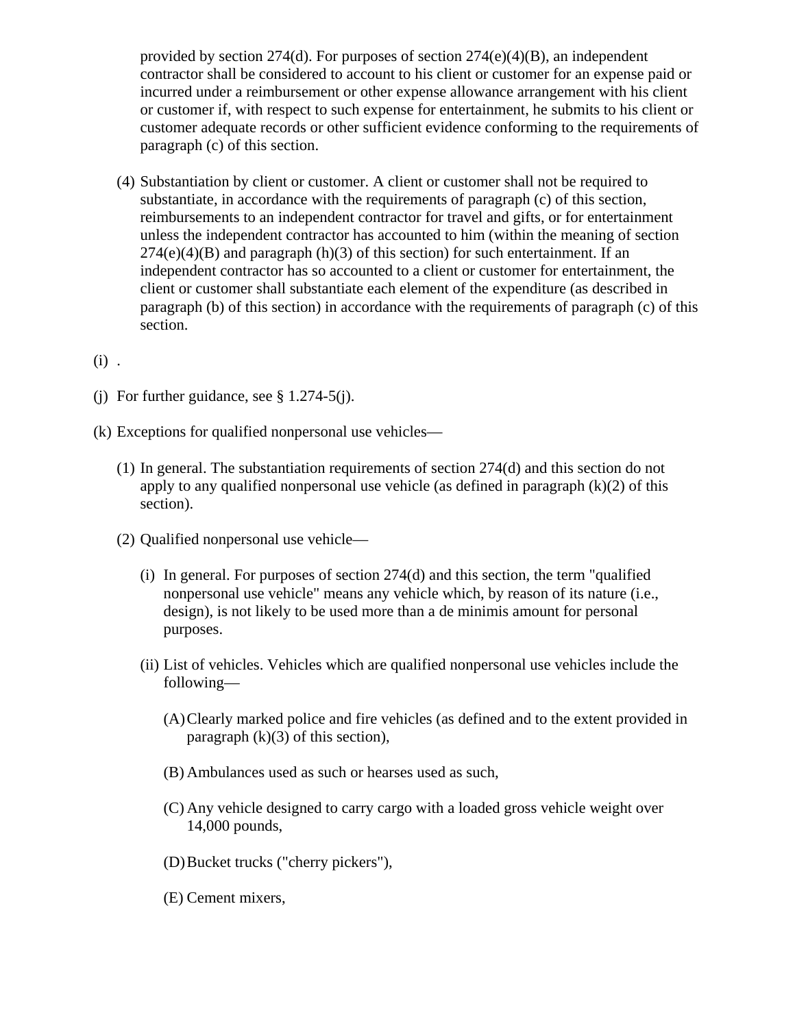provided by section 274(d). For purposes of section 274(e)(4)(B), an independent contractor shall be considered to account to his client or customer for an expense paid or incurred under a reimbursement or other expense allowance arrangement with his client or customer if, with respect to such expense for entertainment, he submits to his client or customer adequate records or other sufficient evidence conforming to the requirements of paragraph (c) of this section.

(4) Substantiation by client or customer. A client or customer shall not be required to substantiate, in accordance with the requirements of paragraph (c) of this section, reimbursements to an independent contractor for travel and gifts, or for entertainment unless the independent contractor has accounted to him (within the meaning of section 274(e)(4)(B) and paragraph (h)(3) of this section) for such entertainment. If an independent contractor has so accounted to a client or customer for entertainment, the client or customer shall substantiate each element of the expenditure (as described in paragraph (b) of this section) in accordance with the requirements of paragraph (c) of this section.

(i) .

(j) For further guidance, see § 1.274-5(j).

(k) Exceptions for qualified nonpersonal use vehicles—

(1) In general. The substantiation requirements of section 274(d) and this section do not apply to any qualified nonpersonal use vehicle (as defined in paragraph (k)(2) of this section).

(2) Qualified nonpersonal use vehicle—

(i) In general. For purposes of section 274(d) and this section, the term "qualified nonpersonal use vehicle" means any vehicle which, by reason of its nature (i.e., design), is not likely to be used more than a de minimis amount for personal purposes.

(ii) List of vehicles. Vehicles which are qualified nonpersonal use vehicles include the following—

(A) Clearly marked police and fire vehicles (as defined and to the extent provided in paragraph (k)(3) of this section),

(B) Ambulances used as such or hearses used as such,

(C) Any vehicle designed to carry cargo with a loaded gross vehicle weight over 14,000 pounds,

(D) Bucket trucks ("cherry pickers"),

(E) Cement mixers,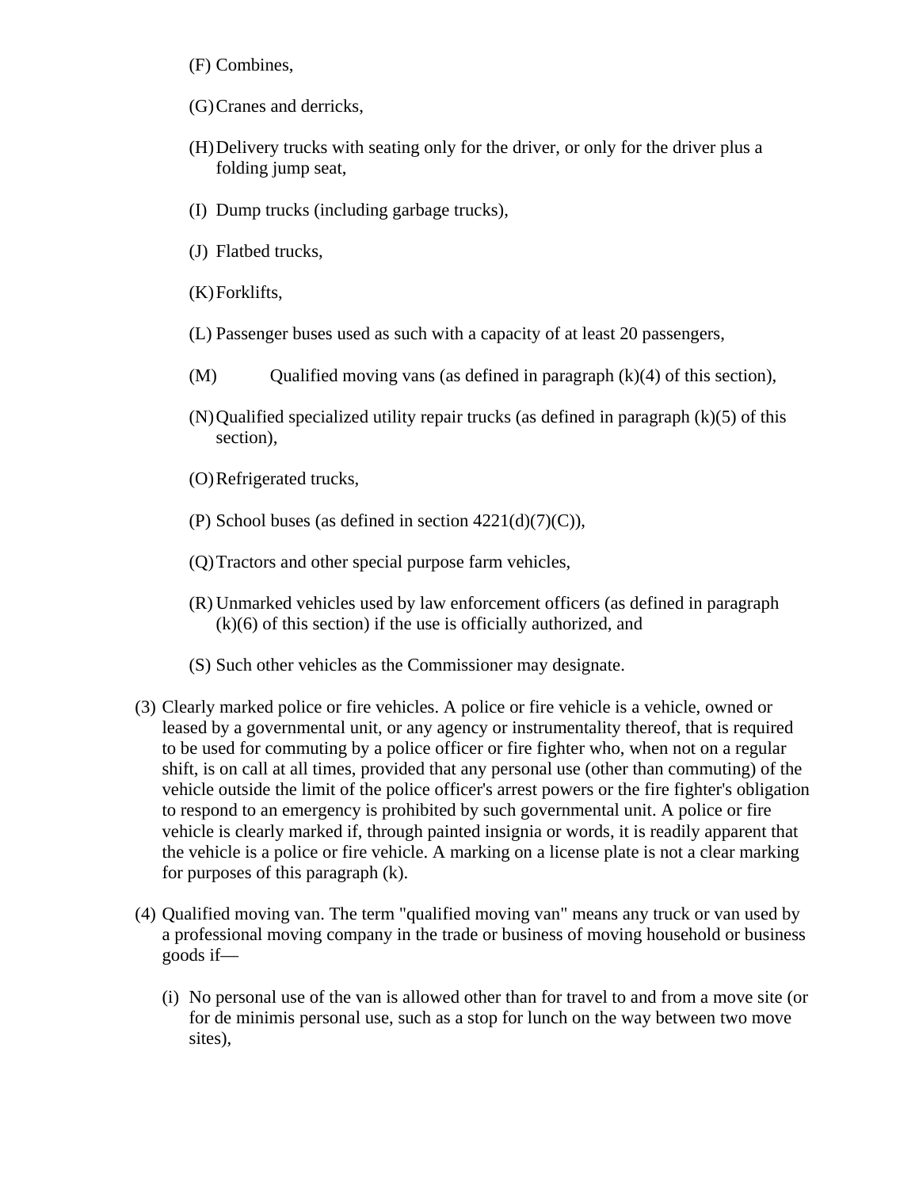(F) Combines,

(G) Cranes and derricks,

(H) Delivery trucks with seating only for the driver, or only for the driver plus a folding jump seat,

(I) Dump trucks (including garbage trucks),

(J) Flatbed trucks,

(K) Forklifts,

(L) Passenger buses used as such with a capacity of at least 20 passengers,

(M) Qualified moving vans (as defined in paragraph (k)(4) of this section),

(N) Qualified specialized utility repair trucks (as defined in paragraph (k)(5) of this section),

(O) Refrigerated trucks,

(P) School buses (as defined in section 4221(d)(7)(C)),

(Q) Tractors and other special purpose farm vehicles,

(R) Unmarked vehicles used by law enforcement officers (as defined in paragraph (k)(6) of this section) if the use is officially authorized, and

(S) Such other vehicles as the Commissioner may designate.

(3) Clearly marked police or fire vehicles. A police or fire vehicle is a vehicle, owned or leased by a governmental unit, or any agency or instrumentality thereof, that is required to be used for commuting by a police officer or fire fighter who, when not on a regular shift, is on call at all times, provided that any personal use (other than commuting) of the vehicle outside the limit of the police officer's arrest powers or the fire fighter's obligation to respond to an emergency is prohibited by such governmental unit. A police or fire vehicle is clearly marked if, through painted insignia or words, it is readily apparent that the vehicle is a police or fire vehicle. A marking on a license plate is not a clear marking for purposes of this paragraph (k).

(4) Qualified moving van. The term "qualified moving van" means any truck or van used by a professional moving company in the trade or business of moving household or business goods if—

(i) No personal use of the van is allowed other than for travel to and from a move site (or for de minimis personal use, such as a stop for lunch on the way between two move sites),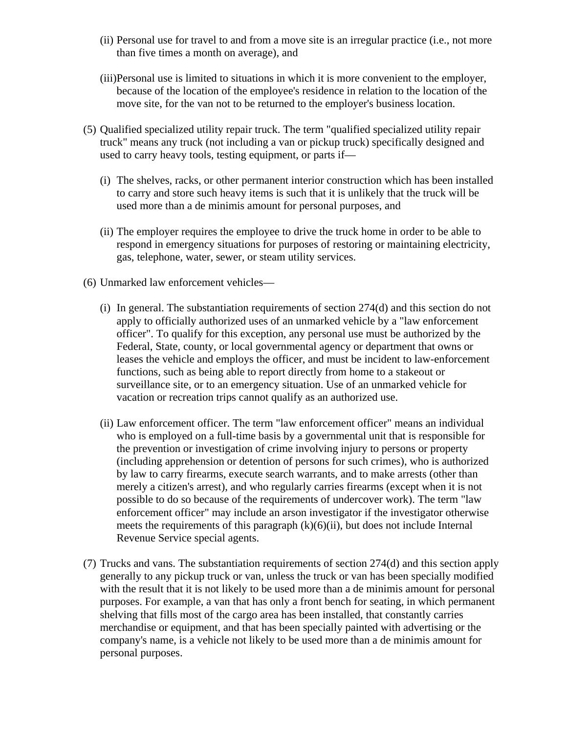(ii) Personal use for travel to and from a move site is an irregular practice (i.e., not more than five times a month on average), and

(iii) Personal use is limited to situations in which it is more convenient to the employer, because of the location of the employee's residence in relation to the location of the move site, for the van not to be returned to the employer's business location.

(5) Qualified specialized utility repair truck. The term "qualified specialized utility repair truck" means any truck (not including a van or pickup truck) specifically designed and used to carry heavy tools, testing equipment, or parts if—

(i) The shelves, racks, or other permanent interior construction which has been installed to carry and store such heavy items is such that it is unlikely that the truck will be used more than a de minimis amount for personal purposes, and

(ii) The employer requires the employee to drive the truck home in order to be able to respond in emergency situations for purposes of restoring or maintaining electricity, gas, telephone, water, sewer, or steam utility services.

(6) Unmarked law enforcement vehicles—

(i) In general. The substantiation requirements of section 274(d) and this section do not apply to officially authorized uses of an unmarked vehicle by a "law enforcement officer". To qualify for this exception, any personal use must be authorized by the Federal, State, county, or local governmental agency or department that owns or leases the vehicle and employs the officer, and must be incident to law-enforcement functions, such as being able to report directly from home to a stakeout or surveillance site, or to an emergency situation. Use of an unmarked vehicle for vacation or recreation trips cannot qualify as an authorized use.

(ii) Law enforcement officer. The term "law enforcement officer" means an individual who is employed on a full-time basis by a governmental unit that is responsible for the prevention or investigation of crime involving injury to persons or property (including apprehension or detention of persons for such crimes), who is authorized by law to carry firearms, execute search warrants, and to make arrests (other than merely a citizen's arrest), and who regularly carries firearms (except when it is not possible to do so because of the requirements of undercover work). The term "law enforcement officer" may include an arson investigator if the investigator otherwise meets the requirements of this paragraph (k)(6)(ii), but does not include Internal Revenue Service special agents.

(7) Trucks and vans. The substantiation requirements of section 274(d) and this section apply generally to any pickup truck or van, unless the truck or van has been specially modified with the result that it is not likely to be used more than a de minimis amount for personal purposes. For example, a van that has only a front bench for seating, in which permanent shelving that fills most of the cargo area has been installed, that constantly carries merchandise or equipment, and that has been specially painted with advertising or the company's name, is a vehicle not likely to be used more than a de minimis amount for personal purposes.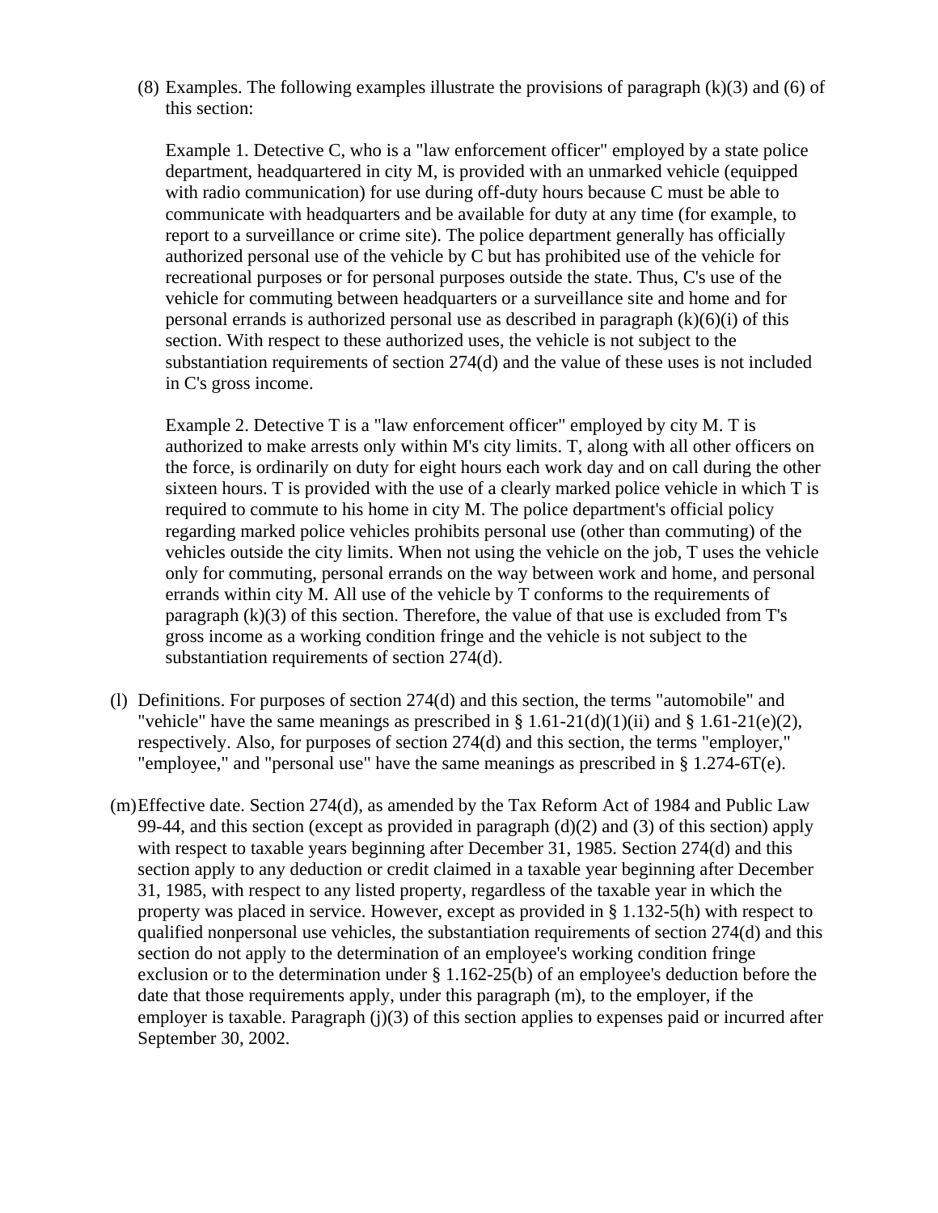(8) Examples. The following examples illustrate the provisions of paragraph (k)(3) and (6) of this section:

Example 1. Detective C, who is a "law enforcement officer" employed by a state police department, headquartered in city M, is provided with an unmarked vehicle (equipped with radio communication) for use during off-duty hours because C must be able to communicate with headquarters and be available for duty at any time (for example, to report to a surveillance or crime site). The police department generally has officially authorized personal use of the vehicle by C but has prohibited use of the vehicle for recreational purposes or for personal purposes outside the state. Thus, C's use of the vehicle for commuting between headquarters or a surveillance site and home and for personal errands is authorized personal use as described in paragraph (k)(6)(i) of this section. With respect to these authorized uses, the vehicle is not subject to the substantiation requirements of section 274(d) and the value of these uses is not included in C's gross income.

Example 2. Detective T is a "law enforcement officer" employed by city M. T is authorized to make arrests only within M's city limits. T, along with all other officers on the force, is ordinarily on duty for eight hours each work day and on call during the other sixteen hours. T is provided with the use of a clearly marked police vehicle in which T is required to commute to his home in city M. The police department's official policy regarding marked police vehicles prohibits personal use (other than commuting) of the vehicles outside the city limits. When not using the vehicle on the job, T uses the vehicle only for commuting, personal errands on the way between work and home, and personal errands within city M. All use of the vehicle by T conforms to the requirements of paragraph (k)(3) of this section. Therefore, the value of that use is excluded from T's gross income as a working condition fringe and the vehicle is not subject to the substantiation requirements of section 274(d).

(l) Definitions. For purposes of section 274(d) and this section, the terms "automobile" and "vehicle" have the same meanings as prescribed in § 1.61-21(d)(1)(ii) and § 1.61-21(e)(2), respectively. Also, for purposes of section 274(d) and this section, the terms "employer," "employee," and "personal use" have the same meanings as prescribed in § 1.274-6T(e).

(m) Effective date. Section 274(d), as amended by the Tax Reform Act of 1984 and Public Law 99-44, and this section (except as provided in paragraph (d)(2) and (3) of this section) apply with respect to taxable years beginning after December 31, 1985. Section 274(d) and this section apply to any deduction or credit claimed in a taxable year beginning after December 31, 1985, with respect to any listed property, regardless of the taxable year in which the property was placed in service. However, except as provided in § 1.132-5(h) with respect to qualified nonpersonal use vehicles, the substantiation requirements of section 274(d) and this section do not apply to the determination of an employee's working condition fringe exclusion or to the determination under § 1.162-25(b) of an employee's deduction before the date that those requirements apply, under this paragraph (m), to the employer, if the employer is taxable. Paragraph (j)(3) of this section applies to expenses paid or incurred after September 30, 2002.